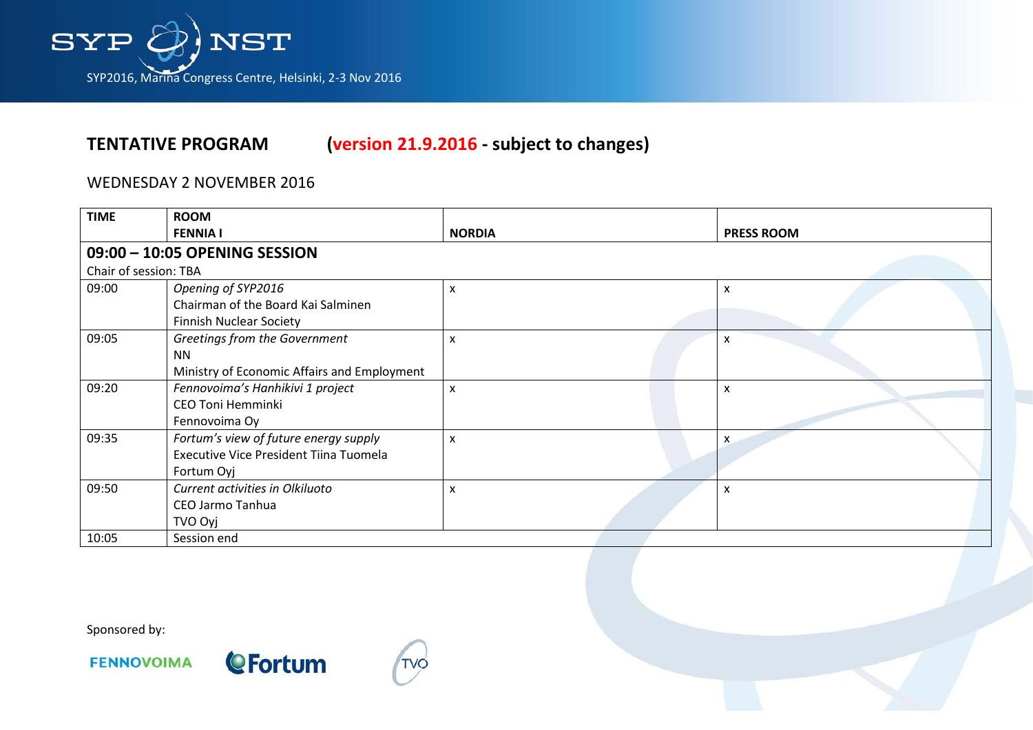SYP2016, Marina Congress Centre, Helsinki, 2-3 Nov 2016

## TENTATIVE PROGRAM (version 21.9.2016 - subject to changes)

WEDNESDAY 2 NOVEMBER 2016

| TIME | ROOM<br>FENNIA I | NORDIA | PRESS ROOM |
|---|---|---|---|
| **09:00 – 10:05 OPENING SESSION**<br>Chair of session: TBA | | | |
| 09:00 | *Opening of SYP2016*<br>Chairman of the Board Kai Salminen<br>Finnish Nuclear Society | x | x |
| 09:05 | *Greetings from the Government*<br>NN<br>Ministry of Economic Affairs and Employment | x | x |
| 09:20 | *Fennovoima's Hanhikivi 1 project*<br>CEO Toni Hemminki<br>Fennovoima Oy | x | x |
| 09:35 | *Fortum's view of future energy supply*<br>Executive Vice President Tiina Tuomela<br>Fortum Oyj | x | x |
| 09:50 | *Current activities in Olkiluoto*<br>CEO Jarmo Tanhua<br>TVO Oyj | x | x |
| 10:05 | Session end | | |

Sponsored by:

FENNOVOIMA Fortum TVO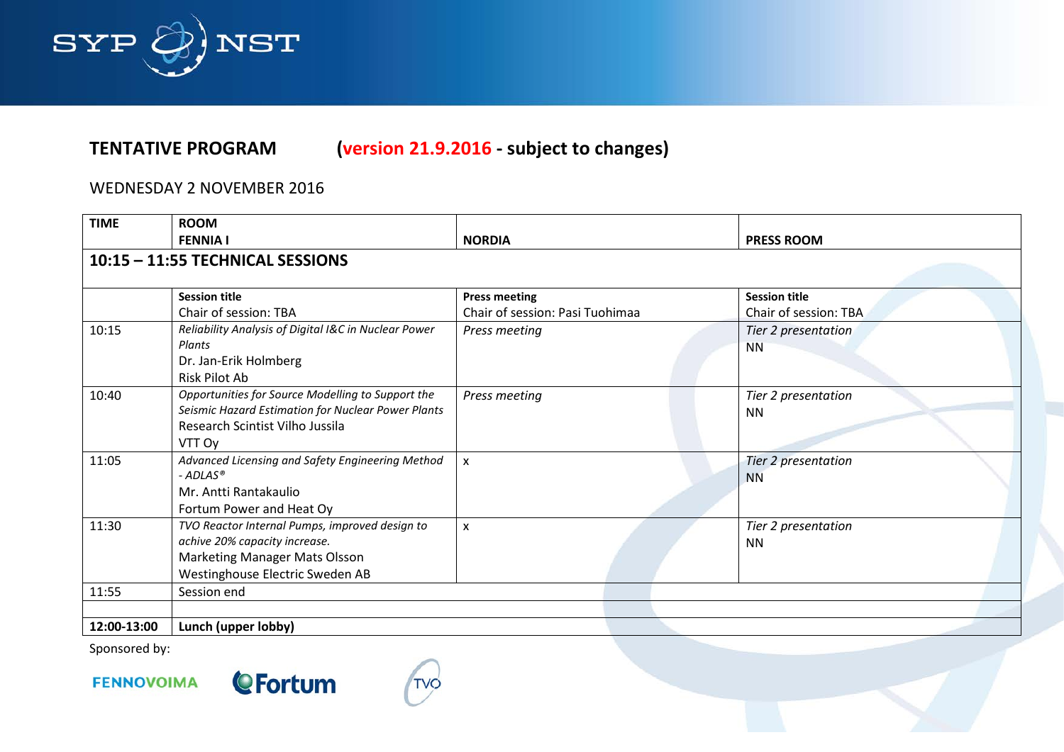## TENTATIVE PROGRAM (version 21.9.2016 - subject to changes)

WEDNESDAY 2 NOVEMBER 2016

| TIME | ROOM<br>FENNIA I | NORDIA | PRESS ROOM |
|---|---|---|---|
| **10:15 – 11:55 TECHNICAL SESSIONS** | | | |
| | **Session title**<br>Chair of session: TBA | **Press meeting**<br>Chair of session: Pasi Tuohimaa | **Session title**<br>Chair of session: TBA |
| 10:15 | *Reliability Analysis of Digital I&C in Nuclear Power Plants*<br>Dr. Jan-Erik Holmberg<br>Risk Pilot Ab | *Press meeting* | *Tier 2 presentation*<br>NN |
| 10:40 | *Opportunities for Source Modelling to Support the Seismic Hazard Estimation for Nuclear Power Plants*<br>Research Scintist Vilho Jussila<br>VTT Oy | *Press meeting* | *Tier 2 presentation*<br>NN |
| 11:05 | *Advanced Licensing and Safety Engineering Method - ADLAS®*<br>Mr. Antti Rantakaulio<br>Fortum Power and Heat Oy | x | *Tier 2 presentation*<br>NN |
| 11:30 | *TVO Reactor Internal Pumps, improved design to achive 20% capacity increase.*<br>Marketing Manager Mats Olsson<br>Westinghouse Electric Sweden AB | x | *Tier 2 presentation*<br>NN |
| 11:55 | Session end | | |
| | | | |
| **12:00-13:00** | **Lunch (upper lobby)** | | |

Sponsored by:

FENNOVOIMA Fortum TVO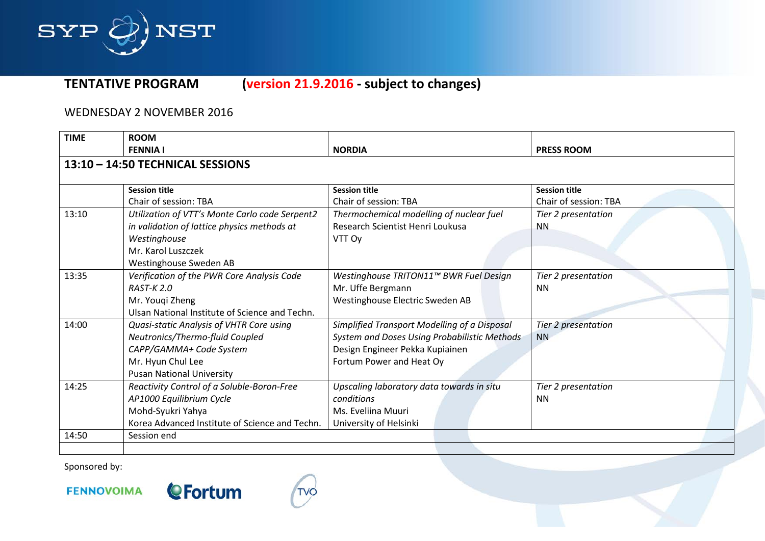## TENTATIVE PROGRAM (version 21.9.2016 - subject to changes)

WEDNESDAY 2 NOVEMBER 2016

| TIME | ROOM<br>FENNIA I | NORDIA | PRESS ROOM |
|---|---|---|---|
| **13:10 – 14:50 TECHNICAL SESSIONS** | | | |
| | **Session title**<br>Chair of session: TBA | **Session title**<br>Chair of session: TBA | **Session title**<br>Chair of session: TBA |
| 13:10 | *Utilization of VTT's Monte Carlo code Serpent2 in validation of lattice physics methods at Westinghouse*<br>Mr. Karol Luszczek<br>Westinghouse Sweden AB | *Thermochemical modelling of nuclear fuel*<br>Research Scientist Henri Loukusa<br>VTT Oy | *Tier 2 presentation*<br>NN |
| 13:35 | *Verification of the PWR Core Analysis Code RAST-K 2.0*<br>Mr. Youqi Zheng<br>Ulsan National Institute of Science and Techn. | *Westinghouse TRITON11™ BWR Fuel Design*<br>Mr. Uffe Bergmann<br>Westinghouse Electric Sweden AB | *Tier 2 presentation*<br>NN |
| 14:00 | *Quasi-static Analysis of VHTR Core using Neutronics/Thermo-fluid Coupled CAPP/GAMMA+ Code System*<br>Mr. Hyun Chul Lee<br>Pusan National University | *Simplified Transport Modelling of a Disposal System and Doses Using Probabilistic Methods*<br>Design Engineer Pekka Kupiainen<br>Fortum Power and Heat Oy | *Tier 2 presentation*<br>NN |
| 14:25 | *Reactivity Control of a Soluble-Boron-Free AP1000 Equilibrium Cycle*<br>Mohd-Syukri Yahya<br>Korea Advanced Institute of Science and Techn. | *Upscaling laboratory data towards in situ conditions*<br>Ms. Eveliina Muuri<br>University of Helsinki | *Tier 2 presentation*<br>NN |
| 14:50 | Session end | | |
| | | | |

Sponsored by:

FENNOVOIMA, Fortum, TVO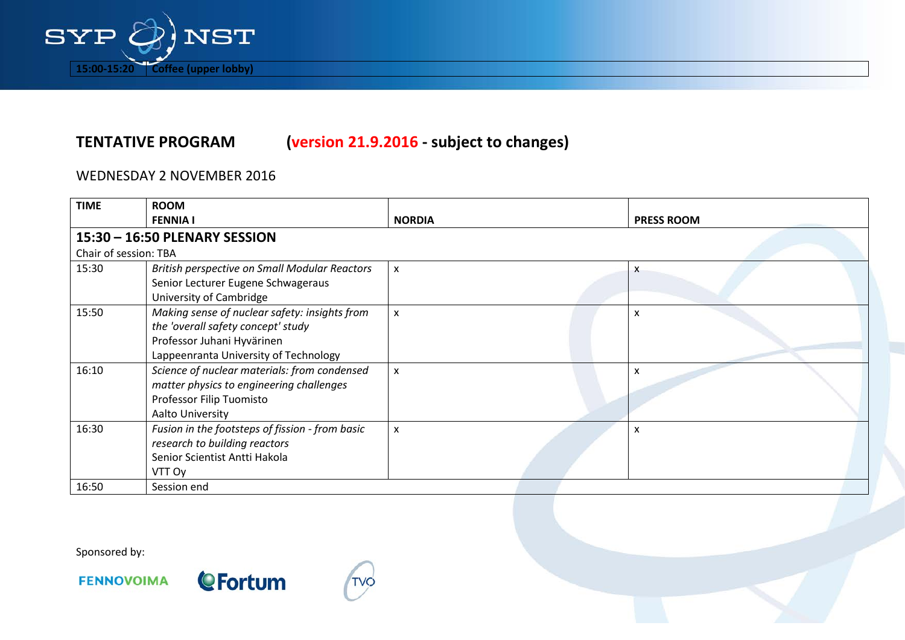| 15:00-15:20 | Coffee (upper lobby) |
|---|---|

**TENTATIVE PROGRAM** **(version 21.9.2016 - subject to changes)**

WEDNESDAY 2 NOVEMBER 2016

| TIME | ROOM<br>FENNIA I | NORDIA | PRESS ROOM |
|---|---|---|---|
| **15:30 – 16:50 PLENARY SESSION**<br>Chair of session: TBA | | | |
| 15:30 | *British perspective on Small Modular Reactors*<br>Senior Lecturer Eugene Schwageraus<br>University of Cambridge | x | x |
| 15:50 | *Making sense of nuclear safety: insights from the 'overall safety concept' study*<br>Professor Juhani Hyvärinen<br>Lappeenranta University of Technology | x | x |
| 16:10 | *Science of nuclear materials: from condensed matter physics to engineering challenges*<br>Professor Filip Tuomisto<br>Aalto University | x | x |
| 16:30 | *Fusion in the footsteps of fission - from basic research to building reactors*<br>Senior Scientist Antti Hakola<br>VTT Oy | x | x |
| 16:50 | Session end | | |

Sponsored by:

FENNOVOIMA Fortum TVO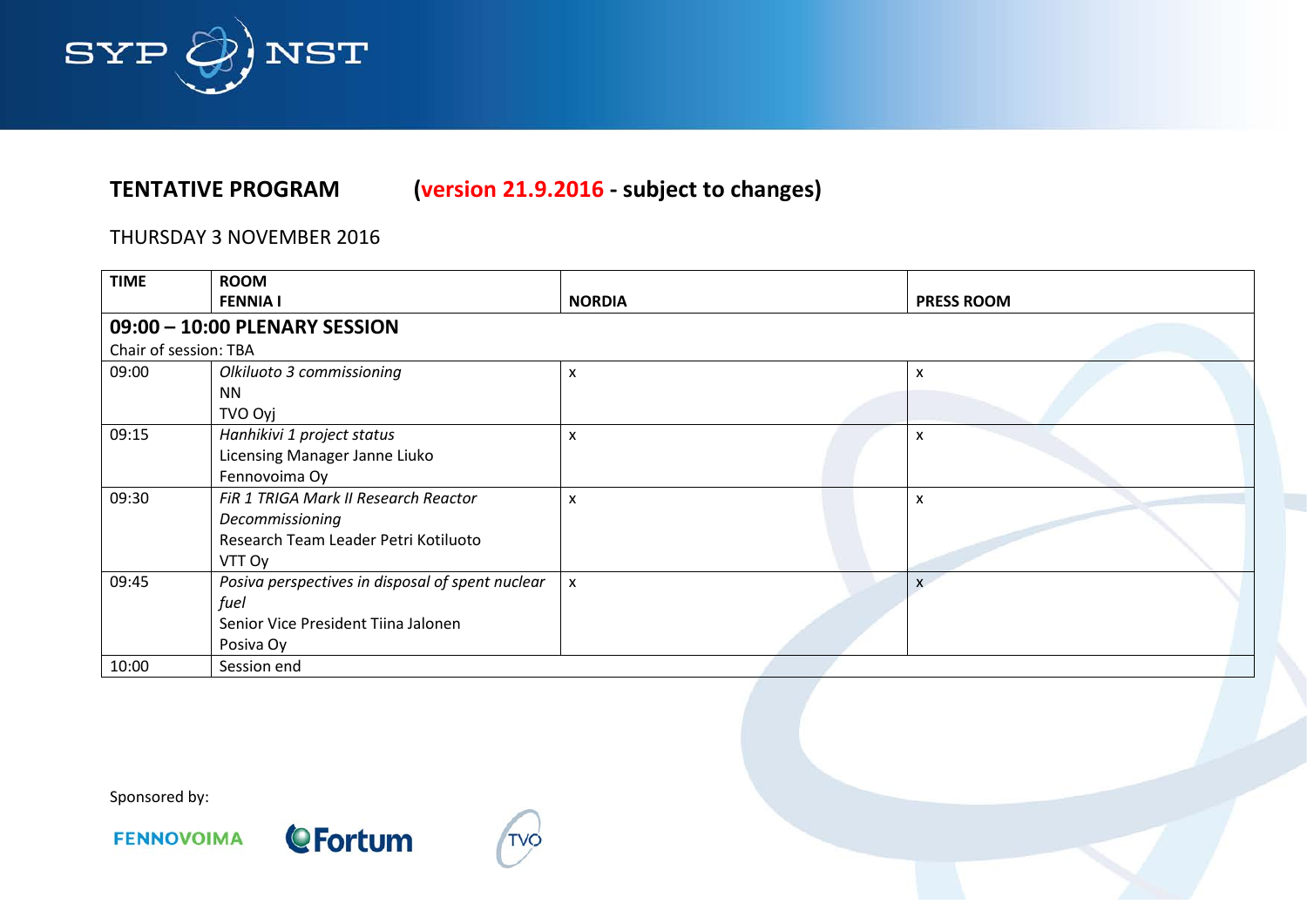## TENTATIVE PROGRAM (version 21.9.2016 - subject to changes)

THURSDAY 3 NOVEMBER 2016

| TIME | ROOM<br>FENNIA I | NORDIA | PRESS ROOM |
|---|---|---|---|
| **09:00 – 10:00 PLENARY SESSION**<br>Chair of session: TBA | | | |
| 09:00 | *Olkiluoto 3 commissioning*<br>NN<br>TVO Oyj | x | x |
| 09:15 | *Hanhikivi 1 project status*<br>Licensing Manager Janne Liuko<br>Fennovoima Oy | x | x |
| 09:30 | *FiR 1 TRIGA Mark II Research Reactor Decommissioning*<br>Research Team Leader Petri Kotiluoto<br>VTT Oy | x | x |
| 09:45 | *Posiva perspectives in disposal of spent nuclear fuel*<br>Senior Vice President Tiina Jalonen<br>Posiva Oy | x | x |
| 10:00 | Session end | | |

Sponsored by:

FENNOVOIMA Fortum TVO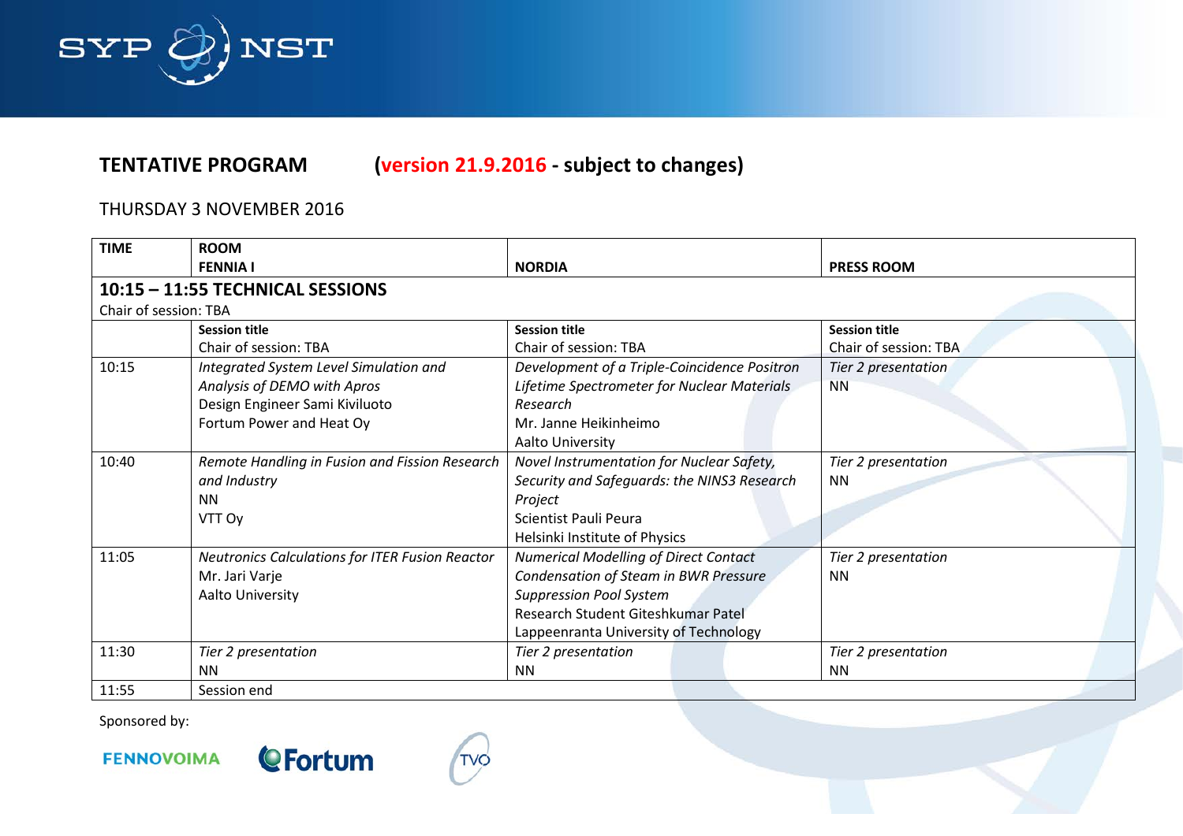## TENTATIVE PROGRAM (version 21.9.2016 - subject to changes)

THURSDAY 3 NOVEMBER 2016

| TIME | ROOM<br>FENNIA I | NORDIA | PRESS ROOM |
|---|---|---|---|
| **10:15 – 11:55 TECHNICAL SESSIONS**<br>Chair of session: TBA | | | |
| | **Session title**<br>Chair of session: TBA | **Session title**<br>Chair of session: TBA | **Session title**<br>Chair of session: TBA |
| 10:15 | *Integrated System Level Simulation and Analysis of DEMO with Apros*<br>Design Engineer Sami Kiviluoto<br>Fortum Power and Heat Oy | *Development of a Triple-Coincidence Positron Lifetime Spectrometer for Nuclear Materials Research*<br>Mr. Janne Heikinheimo<br>Aalto University | *Tier 2 presentation*<br>NN |
| 10:40 | *Remote Handling in Fusion and Fission Research and Industry*<br>NN<br>VTT Oy | *Novel Instrumentation for Nuclear Safety, Security and Safeguards: the NINS3 Research Project*<br>Scientist Pauli Peura<br>Helsinki Institute of Physics | *Tier 2 presentation*<br>NN |
| 11:05 | *Neutronics Calculations for ITER Fusion Reactor*<br>Mr. Jari Varje<br>Aalto University | *Numerical Modelling of Direct Contact Condensation of Steam in BWR Pressure Suppression Pool System*<br>Research Student Giteshkumar Patel<br>Lappeenranta University of Technology | *Tier 2 presentation*<br>NN |
| 11:30 | *Tier 2 presentation*<br>NN | *Tier 2 presentation*<br>NN | *Tier 2 presentation*<br>NN |
| 11:55 | Session end | | |

Sponsored by:

FENNOVOIMA Fortum TVO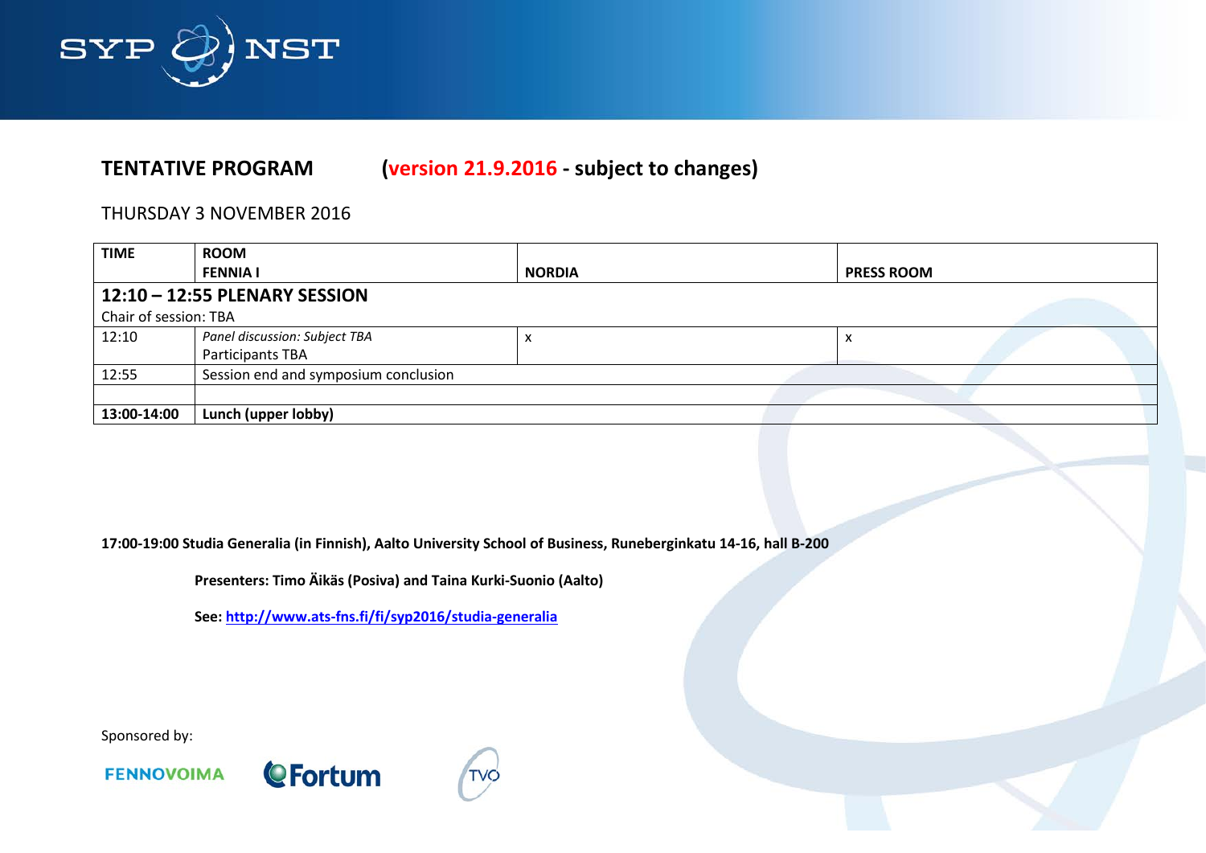**TENTATIVE PROGRAM (version 21.9.2016 - subject to changes)**

THURSDAY 3 NOVEMBER 2016

| TIME | ROOM<br>FENNIA I | NORDIA | PRESS ROOM |
|---|---|---|---|
| **12:10 – 12:55 PLENARY SESSION**<br>Chair of session: TBA | | | |
| 12:10 | *Panel discussion: Subject TBA*<br>Participants TBA | x | x |
| 12:55 | Session end and symposium conclusion | | |
| | | | |
| **13:00-14:00** | **Lunch (upper lobby)** | | |

**17:00-19:00 Studia Generalia (in Finnish), Aalto University School of Business, Runeberginkatu 14-16, hall B-200**

**Presenters: Timo Äikäs (Posiva) and Taina Kurki-Suonio (Aalto)**

**See: http://www.ats-fns.fi/fi/syp2016/studia-generalia**

Sponsored by:

FENNOVOIMA Fortum TVO